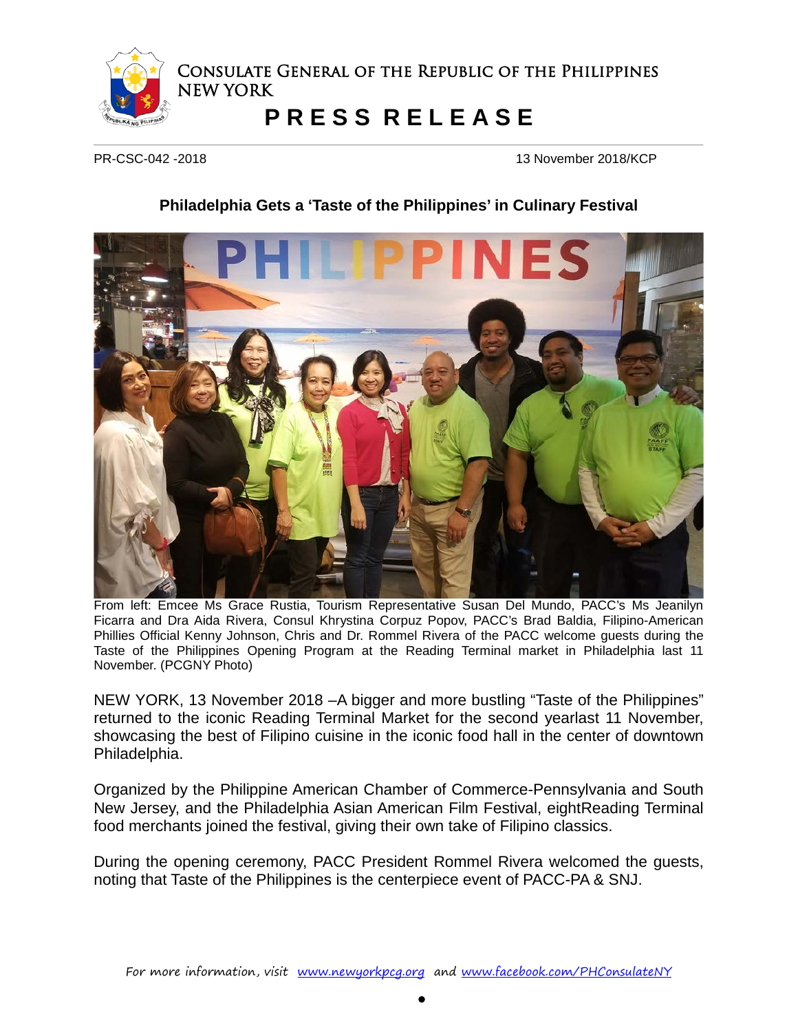# Consulate General of the Republic of the Philippines
## New York

# PRESS RELEASE

PR-CSC-042 -2018 | 13 November 2018/KCP

### Philadelphia Gets a 'Taste of the Philippines' in Culinary Festival

From left: Emcee Ms Grace Rustia, Tourism Representative Susan Del Mundo, PACC's Ms Jeanilyn Ficarra and Dra Aida Rivera, Consul Khrystina Corpuz Popov, PACC's Brad Baldia, Filipino-American Phillies Official Kenny Johnson, Chris and Dr. Rommel Rivera of the PACC welcome guests during the Taste of the Philippines Opening Program at the Reading Terminal market in Philadelphia last 11 November. (PCGNY Photo)

NEW YORK, 13 November 2018 –A bigger and more bustling "Taste of the Philippines" returned to the iconic Reading Terminal Market for the second yearlast 11 November, showcasing the best of Filipino cuisine in the iconic food hall in the center of downtown Philadelphia.

Organized by the Philippine American Chamber of Commerce-Pennsylvania and South New Jersey, and the Philadelphia Asian American Film Festival, eightReading Terminal food merchants joined the festival, giving their own take of Filipino classics.

During the opening ceremony, PACC President Rommel Rivera welcomed the guests, noting that Taste of the Philippines is the centerpiece event of PACC-PA & SNJ.

For more information, visit www.newyorkpcg.org and www.facebook.com/PHConsulateNY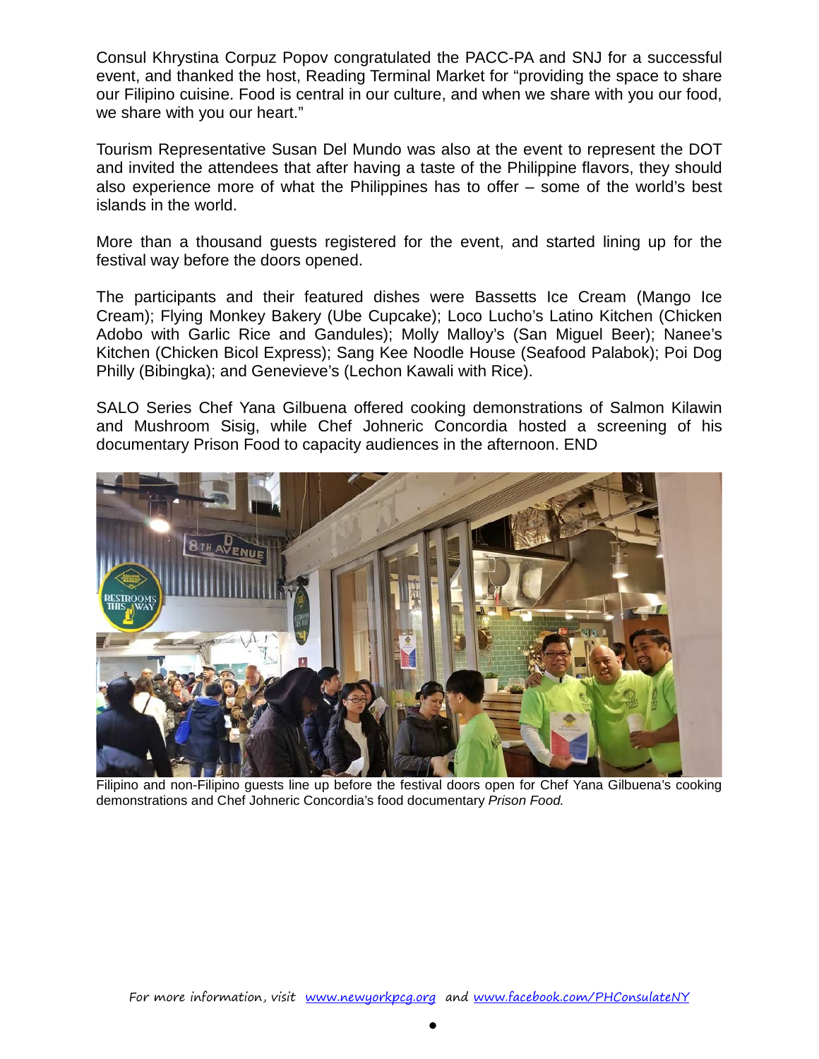Consul Khrystina Corpuz Popov congratulated the PACC-PA and SNJ for a successful event, and thanked the host, Reading Terminal Market for "providing the space to share our Filipino cuisine. Food is central in our culture, and when we share with you our food, we share with you our heart."

Tourism Representative Susan Del Mundo was also at the event to represent the DOT and invited the attendees that after having a taste of the Philippine flavors, they should also experience more of what the Philippines has to offer – some of the world's best islands in the world.

More than a thousand guests registered for the event, and started lining up for the festival way before the doors opened.

The participants and their featured dishes were Bassetts Ice Cream (Mango Ice Cream); Flying Monkey Bakery (Ube Cupcake); Loco Lucho's Latino Kitchen (Chicken Adobo with Garlic Rice and Gandules); Molly Malloy's (San Miguel Beer); Nanee's Kitchen (Chicken Bicol Express); Sang Kee Noodle House (Seafood Palabok); Poi Dog Philly (Bibingka); and Genevieve's (Lechon Kawali with Rice).

SALO Series Chef Yana Gilbuena offered cooking demonstrations of Salmon Kilawin and Mushroom Sisig, while Chef Johneric Concordia hosted a screening of his documentary Prison Food to capacity audiences in the afternoon. END

Filipino and non-Filipino guests line up before the festival doors open for Chef Yana Gilbuena's cooking demonstrations and Chef Johneric Concordia's food documentary *Prison Food.*

For more information, visit www.newyorkpcg.org and www.facebook.com/PHConsulateNY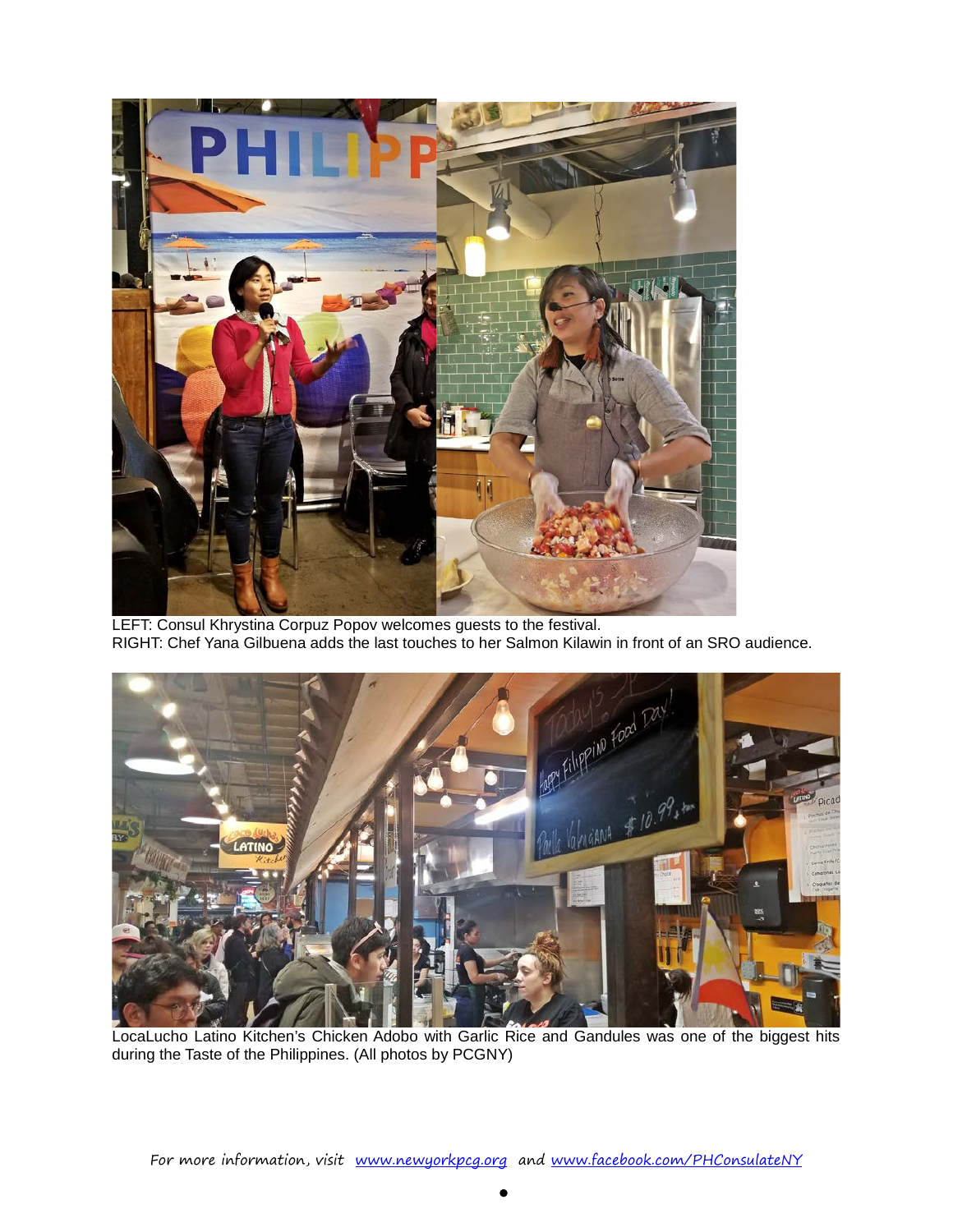LEFT: Consul Khrystina Corpuz Popov welcomes guests to the festival.
RIGHT: Chef Yana Gilbuena adds the last touches to her Salmon Kilawin in front of an SRO audience.

LocaLucho Latino Kitchen's Chicken Adobo with Garlic Rice and Gandules was one of the biggest hits during the Taste of the Philippines. (All photos by PCGNY)

For more information, visit www.newyorkpcg.org and www.facebook.com/PHConsulateNY